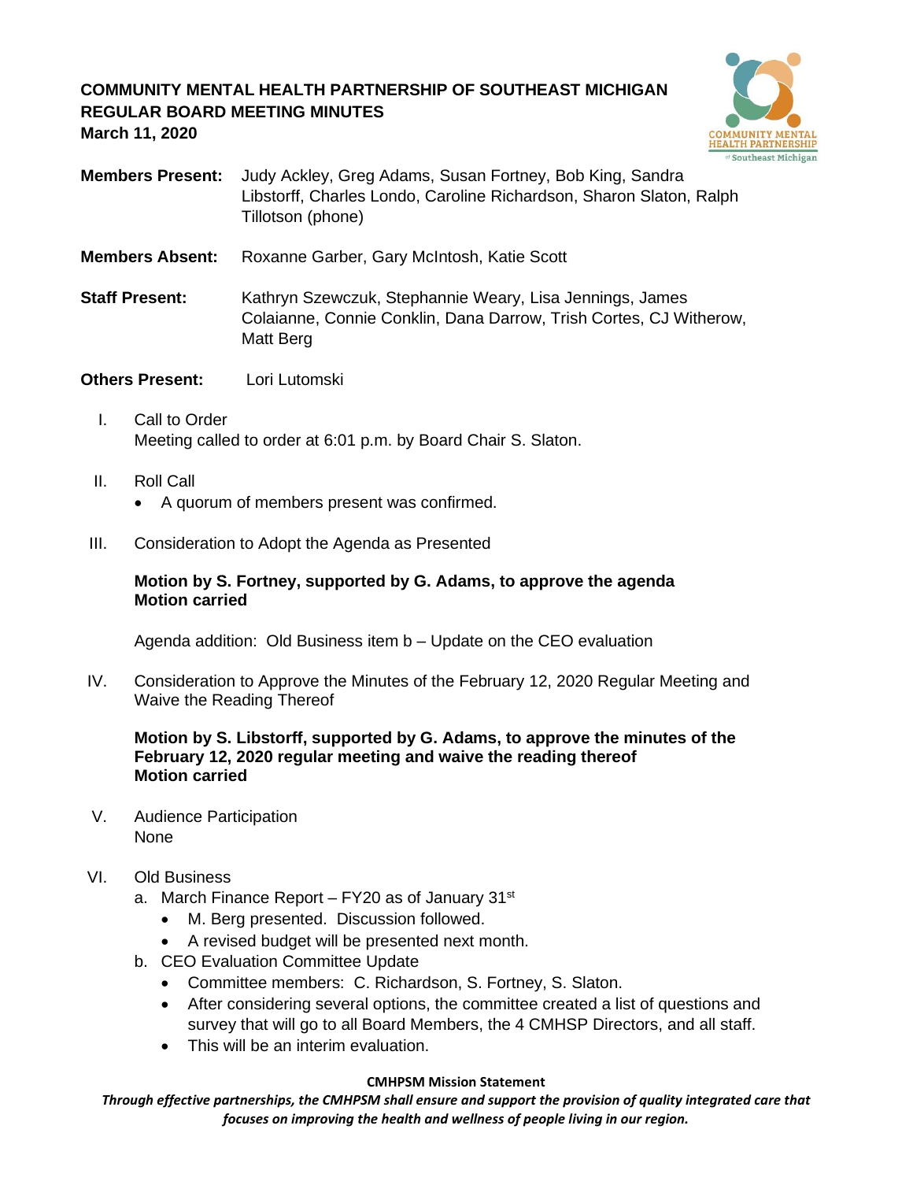# COMMUNITY MENTAL HEALTH PARTNERSHIP OF SOUTHEAST MICHIGAN
## REGULAR BOARD MEETING MINUTES
**March 11, 2020**

**Members Present:** Judy Ackley, Greg Adams, Susan Fortney, Bob King, Sandra Libstorff, Charles Londo, Caroline Richardson, Sharon Slaton, Ralph Tillotson (phone)

**Members Absent:** Roxanne Garber, Gary McIntosh, Katie Scott

**Staff Present:** Kathryn Szewczuk, Stephannie Weary, Lisa Jennings, James Colaianne, Connie Conklin, Dana Darrow, Trish Cortes, CJ Witherow, Matt Berg

**Others Present:** Lori Lutomski

I. Call to Order
Meeting called to order at 6:01 p.m. by Board Chair S. Slaton.

II. Roll Call
- A quorum of members present was confirmed.

III. Consideration to Adopt the Agenda as Presented

**Motion by S. Fortney, supported by G. Adams, to approve the agenda**
**Motion carried**

Agenda addition: Old Business item b – Update on the CEO evaluation

IV. Consideration to Approve the Minutes of the February 12, 2020 Regular Meeting and Waive the Reading Thereof

**Motion by S. Libstorff, supported by G. Adams, to approve the minutes of the February 12, 2020 regular meeting and waive the reading thereof**
**Motion carried**

V. Audience Participation
None

VI. Old Business
a. March Finance Report – FY20 as of January 31st
   - M. Berg presented. Discussion followed.
   - A revised budget will be presented next month.

b. CEO Evaluation Committee Update
   - Committee members: C. Richardson, S. Fortney, S. Slaton.
   - After considering several options, the committee created a list of questions and survey that will go to all Board Members, the 4 CMHSP Directors, and all staff.
   - This will be an interim evaluation.

**CMHPSM Mission Statement**
***Through effective partnerships, the CMHPSM shall ensure and support the provision of quality integrated care that focuses on improving the health and wellness of people living in our region.***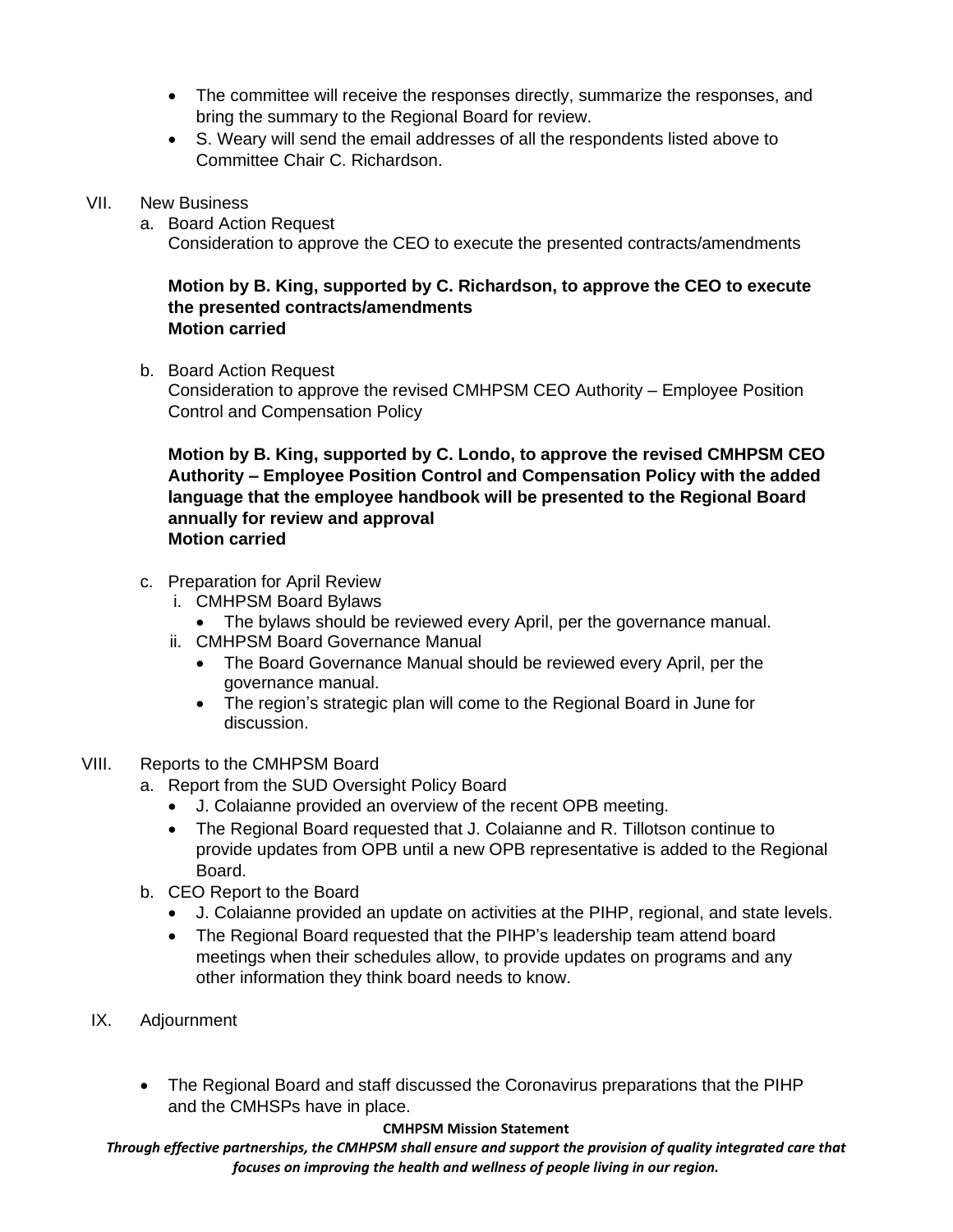- The committee will receive the responses directly, summarize the responses, and bring the summary to the Regional Board for review.
- S. Weary will send the email addresses of all the respondents listed above to Committee Chair C. Richardson.

VII. New Business

a. Board Action Request
Consideration to approve the CEO to execute the presented contracts/amendments

**Motion by B. King, supported by C. Richardson, to approve the CEO to execute the presented contracts/amendments**
**Motion carried**

b. Board Action Request
Consideration to approve the revised CMHPSM CEO Authority – Employee Position Control and Compensation Policy

**Motion by B. King, supported by C. Londo, to approve the revised CMHPSM CEO Authority – Employee Position Control and Compensation Policy with the added language that the employee handbook will be presented to the Regional Board annually for review and approval**
**Motion carried**

c. Preparation for April Review

i. CMHPSM Board Bylaws
- The bylaws should be reviewed every April, per the governance manual.

ii. CMHPSM Board Governance Manual
- The Board Governance Manual should be reviewed every April, per the governance manual.
- The region's strategic plan will come to the Regional Board in June for discussion.

VIII. Reports to the CMHPSM Board

a. Report from the SUD Oversight Policy Board
- J. Colaianne provided an overview of the recent OPB meeting.
- The Regional Board requested that J. Colaianne and R. Tillotson continue to provide updates from OPB until a new OPB representative is added to the Regional Board.

b. CEO Report to the Board
- J. Colaianne provided an update on activities at the PIHP, regional, and state levels.
- The Regional Board requested that the PIHP's leadership team attend board meetings when their schedules allow, to provide updates on programs and any other information they think board needs to know.

IX. Adjournment

- The Regional Board and staff discussed the Coronavirus preparations that the PIHP and the CMHSPs have in place.

**CMHPSM Mission Statement**

***Through effective partnerships, the CMHPSM shall ensure and support the provision of quality integrated care that focuses on improving the health and wellness of people living in our region.***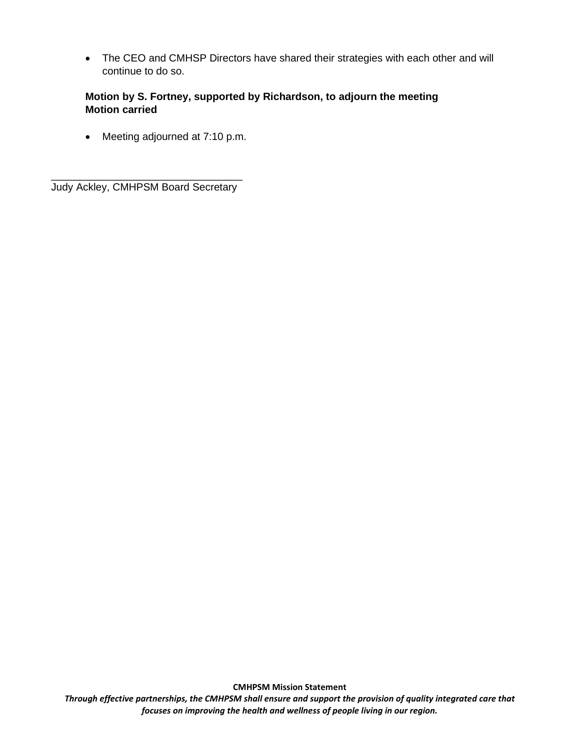- The CEO and CMHSP Directors have shared their strategies with each other and will continue to do so.

**Motion by S. Fortney, supported by Richardson, to adjourn the meeting**
**Motion carried**

- Meeting adjourned at 7:10 p.m.

_________________________________
Judy Ackley, CMHPSM Board Secretary

**CMHPSM Mission Statement**
***Through effective partnerships, the CMHPSM shall ensure and support the provision of quality integrated care that focuses on improving the health and wellness of people living in our region.***